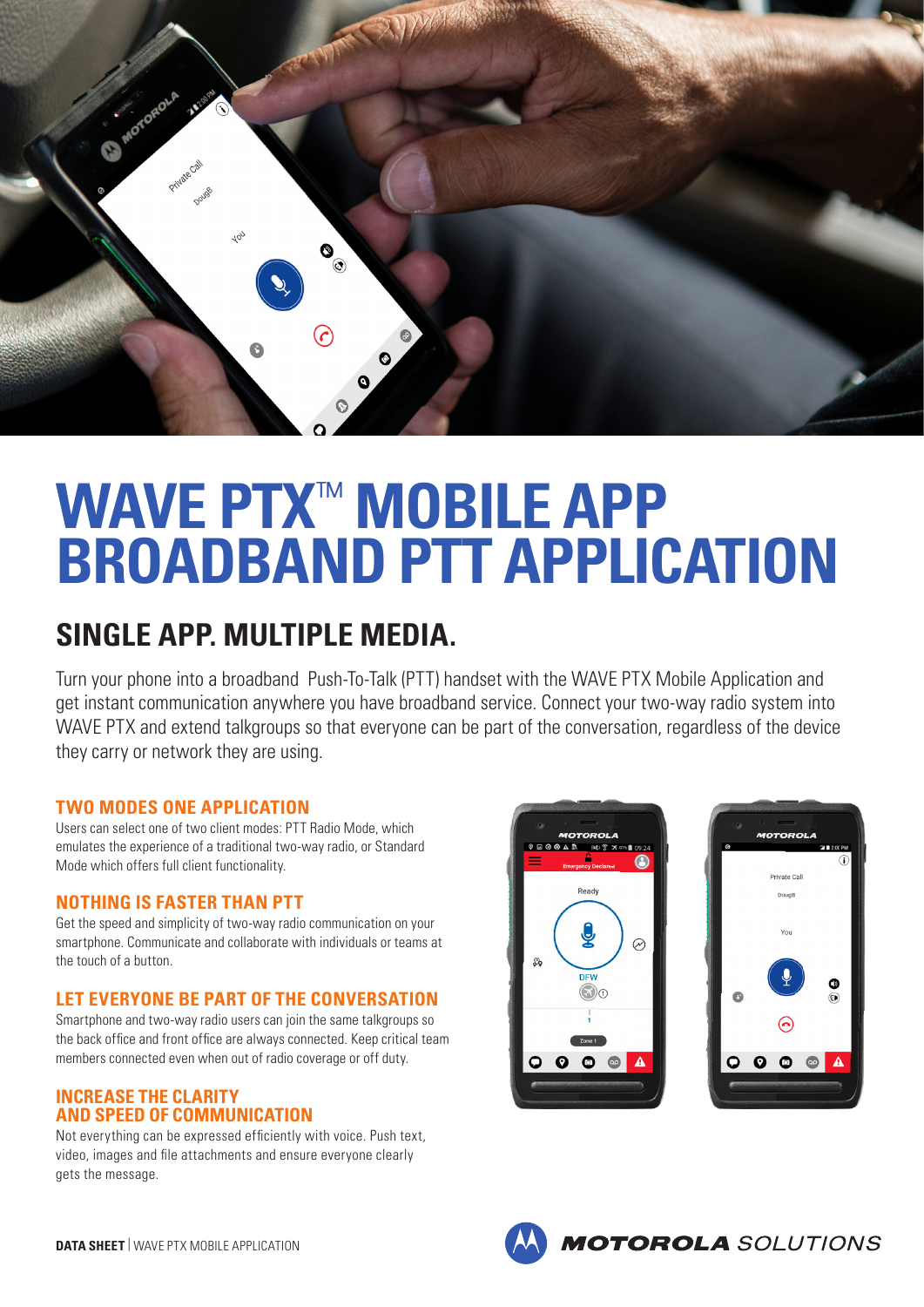# WAVE PTX™ MOBILE APP BROADBAND PTT APPLICATION

## SINGLE APP. MULTIPLE MEDIA.

Turn your phone into a broadband Push-To-Talk (PTT) handset with the WAVE PTX Mobile Application and get instant communication anywhere you have broadband service. Connect your two-way radio system into WAVE PTX and extend talkgroups so that everyone can be part of the conversation, regardless of the device they carry or network they are using.

### TWO MODES ONE APPLICATION

Users can select one of two client modes: PTT Radio Mode, which emulates the experience of a traditional two-way radio, or Standard Mode which offers full client functionality.

### NOTHING IS FASTER THAN PTT

Get the speed and simplicity of two-way radio communication on your smartphone. Communicate and collaborate with individuals or teams at the touch of a button.

### LET EVERYONE BE PART OF THE CONVERSATION

Smartphone and two-way radio users can join the same talkgroups so the back office and front office are always connected. Keep critical team members connected even when out of radio coverage or off duty.

### INCREASE THE CLARITY AND SPEED OF COMMUNICATION

Not everything can be expressed efficiently with voice. Push text, video, images and file attachments and ensure everyone clearly gets the message.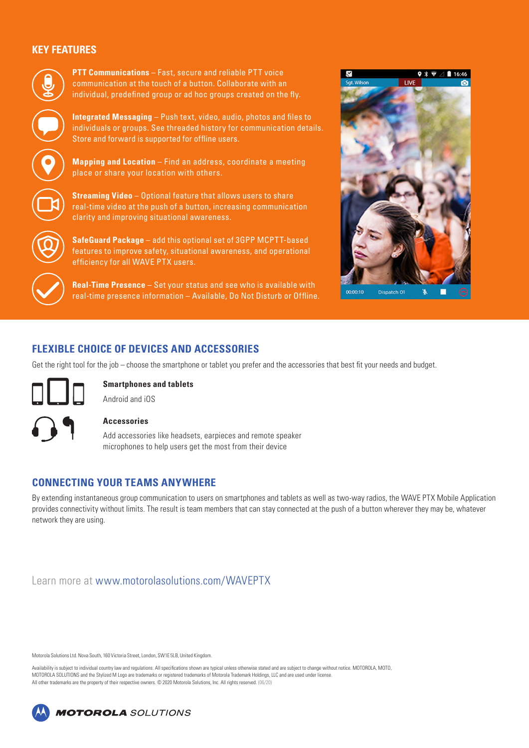## KEY FEATURES

**PTT Communications** – Fast, secure and reliable PTT voice communication at the touch of a button. Collaborate with an individual, predefined group or ad hoc groups created on the fly.

**Integrated Messaging** – Push text, video, audio, photos and files to individuals or groups. See threaded history for communication details. Store and forward is supported for offline users.

**Mapping and Location** – Find an address, coordinate a meeting place or share your location with others.

**Streaming Video** – Optional feature that allows users to share real-time video at the push of a button, increasing communication clarity and improving situational awareness.

**SafeGuard Package** – add this optional set of 3GPP MCPTT-based features to improve safety, situational awareness, and operational efficiency for all WAVE PTX users.

**Real-Time Presence** – Set your status and see who is available with real-time presence information – Available, Do Not Disturb or Offline.

## FLEXIBLE CHOICE OF DEVICES AND ACCESSORIES

Get the right tool for the job – choose the smartphone or tablet you prefer and the accessories that best fit your needs and budget.

**Smartphones and tablets**

Android and iOS

**Accessories**

Add accessories like headsets, earpieces and remote speaker microphones to help users get the most from their device

## CONNECTING YOUR TEAMS ANYWHERE

By extending instantaneous group communication to users on smartphones and tablets as well as two-way radios, the WAVE PTX Mobile Application provides connectivity without limits. The result is team members that can stay connected at the push of a button wherever they may be, whatever network they are using.

Learn more at www.motorolasolutions.com/WAVEPTX

Motorola Solutions Ltd. Nova South, 160 Victoria Street, London, SW1E 5LB, United Kingdom.

Availability is subject to individual country law and regulations. All specifications shown are typical unless otherwise stated and are subject to change without notice. MOTOROLA, MOTO, MOTOROLA SOLUTIONS and the Stylized M Logo are trademarks or registered trademarks of Motorola Trademark Holdings, LLC and are used under license. All other trademarks are the property of their respective owners. © 2020 Motorola Solutions, Inc. All rights reserved. (06/20)

MOTOROLA SOLUTIONS